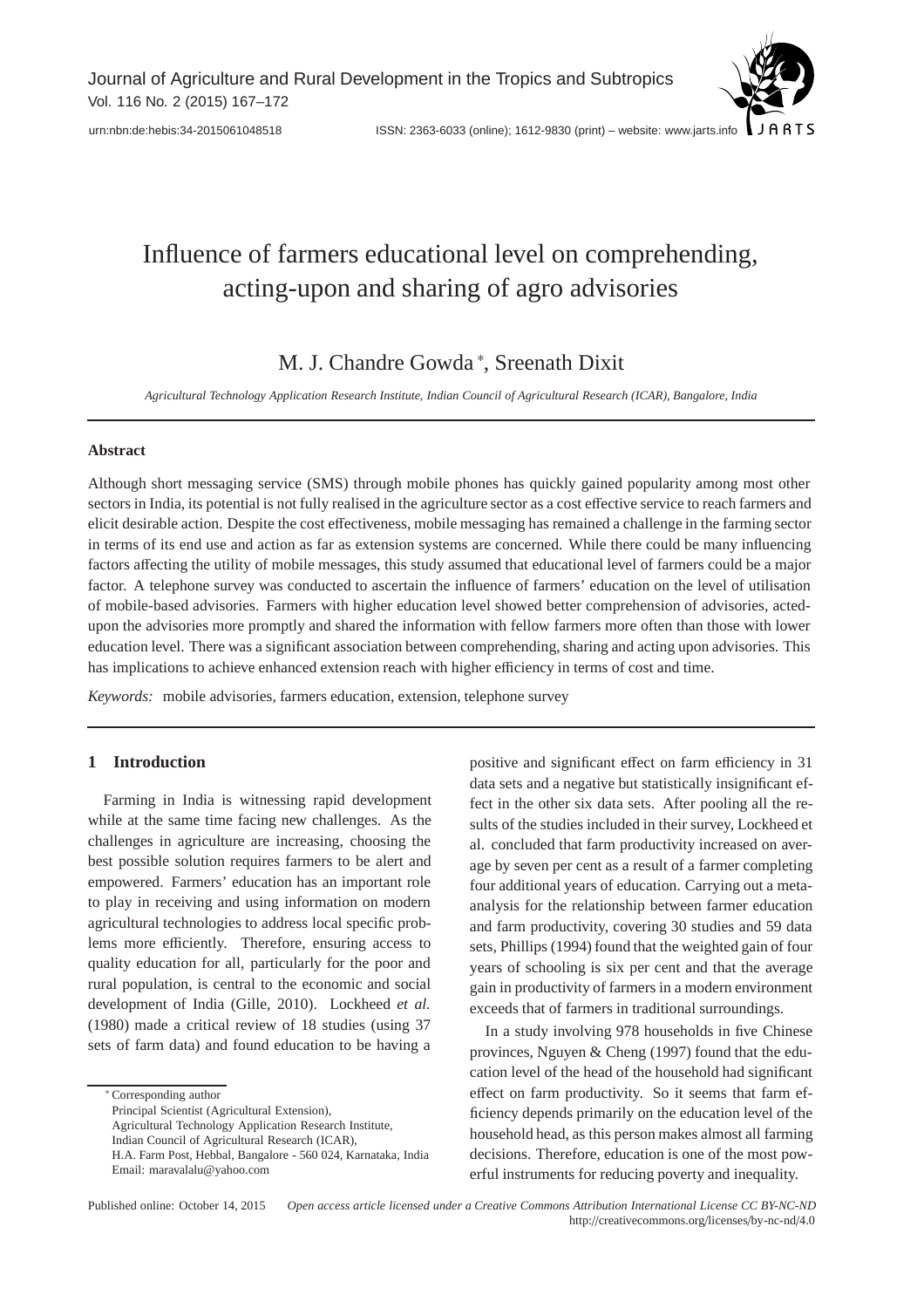# Influence of farmers educational level on comprehending, acting-upon and sharing of agro advisories

M. J. Chandre Gowda [*], Sreenath Dixit

*Agricultural Technology Application Research Institute, Indian Council of Agricultural Research (ICAR), Bangalore, India*

---

**Abstract**

Although short messaging service (SMS) through mobile phones has quickly gained popularity among most other sectors in India, its potential is not fully realised in the agriculture sector as a cost effective service to reach farmers and elicit desirable action. Despite the cost effectiveness, mobile messaging has remained a challenge in the farming sector in terms of its end use and action as far as extension systems are concerned. While there could be many influencing factors affecting the utility of mobile messages, this study assumed that educational level of farmers could be a major factor. A telephone survey was conducted to ascertain the influence of farmers' education on the level of utilisation of mobile-based advisories. Farmers with higher education level showed better comprehension of advisories, acted-upon the advisories more promptly and shared the information with fellow farmers more often than those with lower education level. There was a significant association between comprehending, sharing and acting upon advisories. This has implications to achieve enhanced extension reach with higher efficiency in terms of cost and time.

*Keywords:* mobile advisories, farmers education, extension, telephone survey

---

## 1 Introduction

Farming in India is witnessing rapid development while at the same time facing new challenges. As the challenges in agriculture are increasing, choosing the best possible solution requires farmers to be alert and empowered. Farmers' education has an important role to play in receiving and using information on modern agricultural technologies to address local specific problems more efficiently. Therefore, ensuring access to quality education for all, particularly for the poor and rural population, is central to the economic and social development of India (Gille, 2010). Lockheed *et al.* (1980) made a critical review of 18 studies (using 37 sets of farm data) and found education to be having a positive and significant effect on farm efficiency in 31 data sets and a negative but statistically insignificant effect in the other six data sets. After pooling all the results of the studies included in their survey, Lockheed et al. concluded that farm productivity increased on average by seven per cent as a result of a farmer completing four additional years of education. Carrying out a meta-analysis for the relationship between farmer education and farm productivity, covering 30 studies and 59 data sets, Phillips (1994) found that the weighted gain of four years of schooling is six per cent and that the average gain in productivity of farmers in a modern environment exceeds that of farmers in traditional surroundings.

In a study involving 978 households in five Chinese provinces, Nguyen & Cheng (1997) found that the education level of the head of the household had significant effect on farm productivity. So it seems that farm efficiency depends primarily on the education level of the household head, as this person makes almost all farming decisions. Therefore, education is one of the most powerful instruments for reducing poverty and inequality.

---

[*] Corresponding author
Principal Scientist (Agricultural Extension),
Agricultural Technology Application Research Institute,
Indian Council of Agricultural Research (ICAR),
H.A. Farm Post, Hebbal, Bangalore - 560 024, Karnataka, India
Email: maravalalu@yahoo.com

Published online: October 14, 2015 *Open access article licensed under a Creative Commons Attribution International License CC BY-NC-ND* http://creativecommons.org/licenses/by-nc-nd/4.0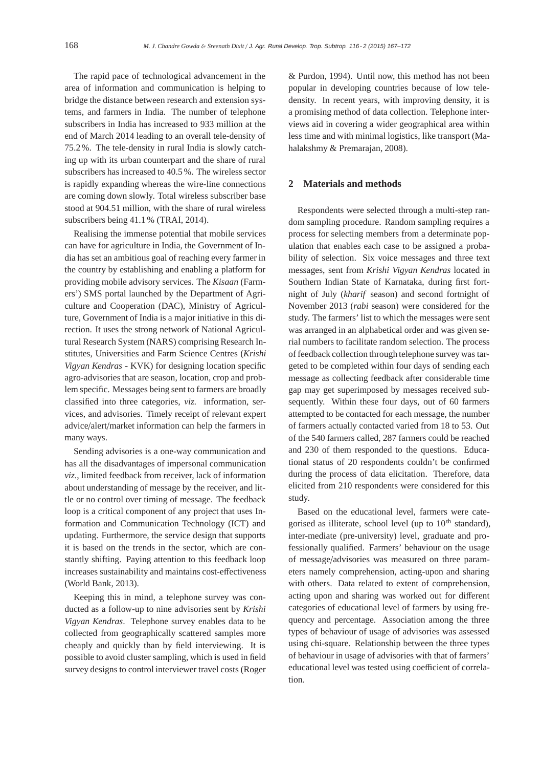The rapid pace of technological advancement in the area of information and communication is helping to bridge the distance between research and extension systems, and farmers in India. The number of telephone subscribers in India has increased to 933 million at the end of March 2014 leading to an overall tele-density of 75.2 %. The tele-density in rural India is slowly catching up with its urban counterpart and the share of rural subscribers has increased to 40.5 %. The wireless sector is rapidly expanding whereas the wire-line connections are coming down slowly. Total wireless subscriber base stood at 904.51 million, with the share of rural wireless subscribers being 41.1 % (TRAI, 2014).

Realising the immense potential that mobile services can have for agriculture in India, the Government of India has set an ambitious goal of reaching every farmer in the country by establishing and enabling a platform for providing mobile advisory services. The *Kisaan* (Farmers') SMS portal launched by the Department of Agriculture and Cooperation (DAC), Ministry of Agriculture, Government of India is a major initiative in this direction. It uses the strong network of National Agricultural Research System (NARS) comprising Research Institutes, Universities and Farm Science Centres (*Krishi Vigyan Kendras* - KVK) for designing location specific agro-advisories that are season, location, crop and problem specific. Messages being sent to farmers are broadly classified into three categories, *viz.* information, services, and advisories. Timely receipt of relevant expert advice/alert/market information can help the farmers in many ways.

Sending advisories is a one-way communication and has all the disadvantages of impersonal communication *viz.*, limited feedback from receiver, lack of information about understanding of message by the receiver, and little or no control over timing of message. The feedback loop is a critical component of any project that uses Information and Communication Technology (ICT) and updating. Furthermore, the service design that supports it is based on the trends in the sector, which are constantly shifting. Paying attention to this feedback loop increases sustainability and maintains cost-effectiveness (World Bank, 2013).

Keeping this in mind, a telephone survey was conducted as a follow-up to nine advisories sent by *Krishi Vigyan Kendras*. Telephone survey enables data to be collected from geographically scattered samples more cheaply and quickly than by field interviewing. It is possible to avoid cluster sampling, which is used in field survey designs to control interviewer travel costs (Roger & Purdon, 1994). Until now, this method has not been popular in developing countries because of low tele-density. In recent years, with improving density, it is a promising method of data collection. Telephone interviews aid in covering a wider geographical area within less time and with minimal logistics, like transport (Mahalakshmy & Premarajan, 2008).

## 2 Materials and methods

Respondents were selected through a multi-step random sampling procedure. Random sampling requires a process for selecting members from a determinate population that enables each case to be assigned a probability of selection. Six voice messages and three text messages, sent from *Krishi Vigyan Kendras* located in Southern Indian State of Karnataka, during first fortnight of July (*kharif* season) and second fortnight of November 2013 (*rabi* season) were considered for the study. The farmers' list to which the messages were sent was arranged in an alphabetical order and was given serial numbers to facilitate random selection. The process of feedback collection through telephone survey was targeted to be completed within four days of sending each message as collecting feedback after considerable time gap may get superimposed by messages received subsequently. Within these four days, out of 60 farmers attempted to be contacted for each message, the number of farmers actually contacted varied from 18 to 53. Out of the 540 farmers called, 287 farmers could be reached and 230 of them responded to the questions. Educational status of 20 respondents couldn't be confirmed during the process of data elicitation. Therefore, data elicited from 210 respondents were considered for this study.

Based on the educational level, farmers were categorised as illiterate, school level (up to $10^{th}$ standard), inter-mediate (pre-university) level, graduate and professionally qualified. Farmers' behaviour on the usage of message/advisories was measured on three parameters namely comprehension, acting-upon and sharing with others. Data related to extent of comprehension, acting upon and sharing was worked out for different categories of educational level of farmers by using frequency and percentage. Association among the three types of behaviour of usage of advisories was assessed using chi-square. Relationship between the three types of behaviour in usage of advisories with that of farmers' educational level was tested using coefficient of correlation.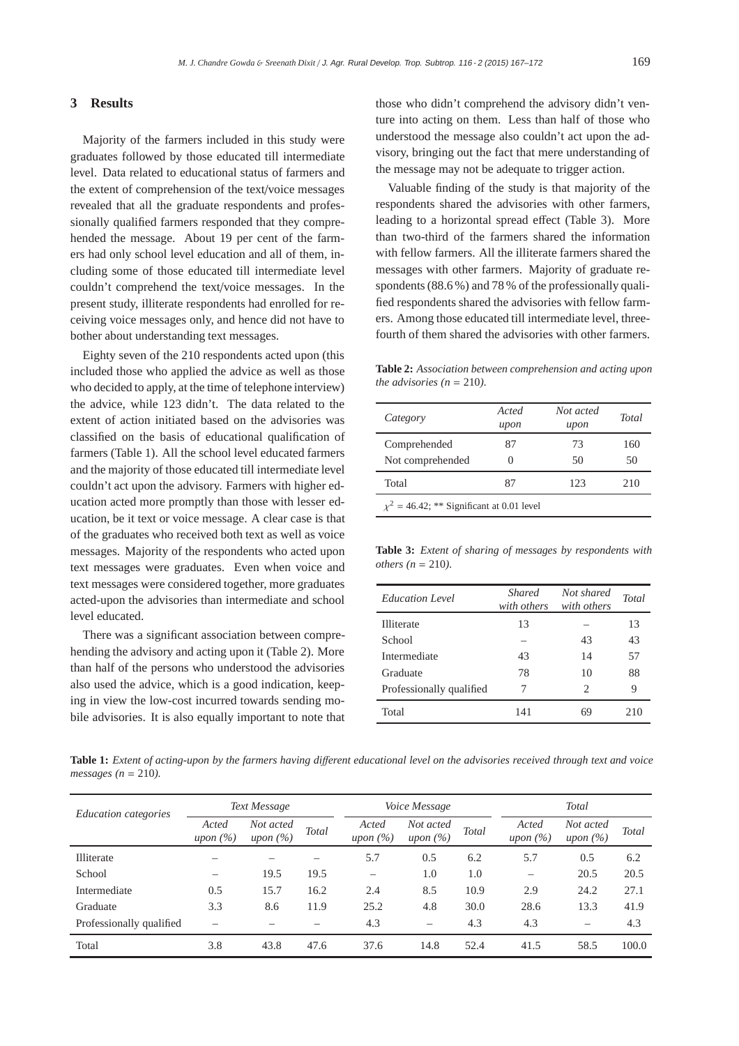## 3 Results

Majority of the farmers included in this study were graduates followed by those educated till intermediate level. Data related to educational status of farmers and the extent of comprehension of the text/voice messages revealed that all the graduate respondents and professionally qualified farmers responded that they comprehended the message. About 19 per cent of the farmers had only school level education and all of them, including some of those educated till intermediate level couldn't comprehend the text/voice messages. In the present study, illiterate respondents had enrolled for receiving voice messages only, and hence did not have to bother about understanding text messages.

Eighty seven of the 210 respondents acted upon (this included those who applied the advice as well as those who decided to apply, at the time of telephone interview) the advice, while 123 didn't. The data related to the extent of action initiated based on the advisories was classified on the basis of educational qualification of farmers (Table 1). All the school level educated farmers and the majority of those educated till intermediate level couldn't act upon the advisory. Farmers with higher education acted more promptly than those with lesser education, be it text or voice message. A clear case is that of the graduates who received both text as well as voice messages. Majority of the respondents who acted upon text messages were graduates. Even when voice and text messages were considered together, more graduates acted-upon the advisories than intermediate and school level educated.

There was a significant association between comprehending the advisory and acting upon it (Table 2). More than half of the persons who understood the advisories also used the advice, which is a good indication, keeping in view the low-cost incurred towards sending mobile advisories. It is also equally important to note that those who didn't comprehend the advisory didn't venture into acting on them. Less than half of those who understood the message also couldn't act upon the advisory, bringing out the fact that mere understanding of the message may not be adequate to trigger action.

Valuable finding of the study is that majority of the respondents shared the advisories with other farmers, leading to a horizontal spread effect (Table 3). More than two-third of the farmers shared the information with fellow farmers. All the illiterate farmers shared the messages with other farmers. Majority of graduate respondents (88.6 %) and 78 % of the professionally qualified respondents shared the advisories with fellow farmers. Among those educated till intermediate level, three-fourth of them shared the advisories with other farmers.

**Table 2:** *Association between comprehension and acting upon the advisories (n = 210).*

| Category | Acted upon | Not acted upon | Total |
|---|---|---|---|
| Comprehended | 87 | 73 | 160 |
| Not comprehended | 0 | 50 | 50 |
| Total | 87 | 123 | 210 |

$\chi^2$ = 46.42; ** Significant at 0.01 level

**Table 3:** *Extent of sharing of messages by respondents with others (n = 210).*

| Education Level | Shared with others | Not shared with others | Total |
|---|---|---|---|
| Illiterate | 13 | – | 13 |
| School | – | 43 | 43 |
| Intermediate | 43 | 14 | 57 |
| Graduate | 78 | 10 | 88 |
| Professionally qualified | 7 | 2 | 9 |
| Total | 141 | 69 | 210 |

**Table 1:** *Extent of acting-upon by the farmers having different educational level on the advisories received through text and voice messages (n = 210).*

| Education categories | Text Message | | | Voice Message | | | Total | | |
|---|---|---|---|---|---|---|---|---|---|
| | Acted upon (%) | Not acted upon (%) | Total | Acted upon (%) | Not acted upon (%) | Total | Acted upon (%) | Not acted upon (%) | Total |
| Illiterate | – | – | – | 5.7 | 0.5 | 6.2 | 5.7 | 0.5 | 6.2 |
| School | – | 19.5 | 19.5 | – | 1.0 | 1.0 | – | 20.5 | 20.5 |
| Intermediate | 0.5 | 15.7 | 16.2 | 2.4 | 8.5 | 10.9 | 2.9 | 24.2 | 27.1 |
| Graduate | 3.3 | 8.6 | 11.9 | 25.2 | 4.8 | 30.0 | 28.6 | 13.3 | 41.9 |
| Professionally qualified | – | – | – | 4.3 | – | 4.3 | 4.3 | – | 4.3 |
| Total | 3.8 | 43.8 | 47.6 | 37.6 | 14.8 | 52.4 | 41.5 | 58.5 | 100.0 |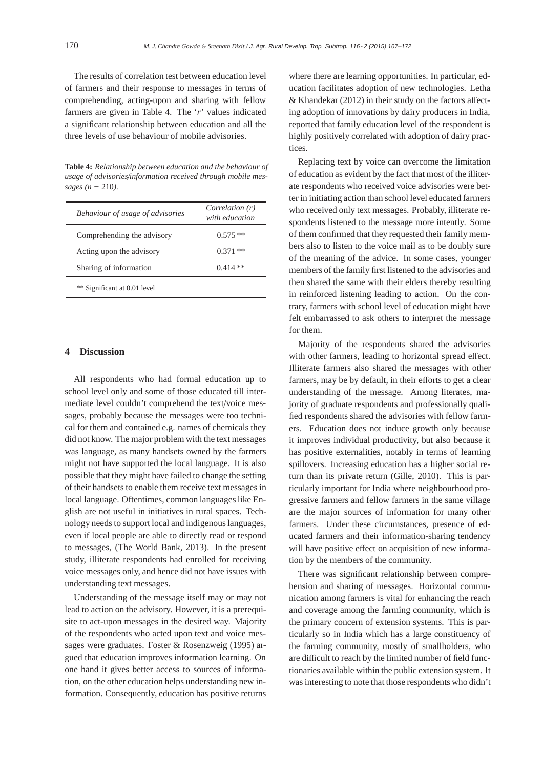The results of correlation test between education level of farmers and their response to messages in terms of comprehending, acting-upon and sharing with fellow farmers are given in Table 4. The '*r*' values indicated a significant relationship between education and all the three levels of use behaviour of mobile advisories.

**Table 4:** *Relationship between education and the behaviour of usage of advisories/information received through mobile messages (n = 210).*

| *Behaviour of usage of advisories* | *Correlation (r) with education* |
|---|---|
| Comprehending the advisory | 0.575 ** |
| Acting upon the advisory | 0.371 ** |
| Sharing of information | 0.414 ** |

** Significant at 0.01 level

## 4 Discussion

All respondents who had formal education up to school level only and some of those educated till intermediate level couldn't comprehend the text/voice messages, probably because the messages were too technical for them and contained e.g. names of chemicals they did not know. The major problem with the text messages was language, as many handsets owned by the farmers might not have supported the local language. It is also possible that they might have failed to change the setting of their handsets to enable them receive text messages in local language. Oftentimes, common languages like English are not useful in initiatives in rural spaces. Technology needs to support local and indigenous languages, even if local people are able to directly read or respond to messages, (The World Bank, 2013). In the present study, illiterate respondents had enrolled for receiving voice messages only, and hence did not have issues with understanding text messages.

Understanding of the message itself may or may not lead to action on the advisory. However, it is a prerequisite to act-upon messages in the desired way. Majority of the respondents who acted upon text and voice messages were graduates. Foster & Rosenzweig (1995) argued that education improves information learning. On one hand it gives better access to sources of information, on the other education helps understanding new information. Consequently, education has positive returns where there are learning opportunities. In particular, education facilitates adoption of new technologies. Letha & Khandekar (2012) in their study on the factors affecting adoption of innovations by dairy producers in India, reported that family education level of the respondent is highly positively correlated with adoption of dairy practices.

Replacing text by voice can overcome the limitation of education as evident by the fact that most of the illiterate respondents who received voice advisories were better in initiating action than school level educated farmers who received only text messages. Probably, illiterate respondents listened to the message more intently. Some of them confirmed that they requested their family members also to listen to the voice mail as to be doubly sure of the meaning of the advice. In some cases, younger members of the family first listened to the advisories and then shared the same with their elders thereby resulting in reinforced listening leading to action. On the contrary, farmers with school level of education might have felt embarrassed to ask others to interpret the message for them.

Majority of the respondents shared the advisories with other farmers, leading to horizontal spread effect. Illiterate farmers also shared the messages with other farmers, may be by default, in their efforts to get a clear understanding of the message. Among literates, majority of graduate respondents and professionally qualified respondents shared the advisories with fellow farmers. Education does not induce growth only because it improves individual productivity, but also because it has positive externalities, notably in terms of learning spillovers. Increasing education has a higher social return than its private return (Gille, 2010). This is particularly important for India where neighbourhood progressive farmers and fellow farmers in the same village are the major sources of information for many other farmers. Under these circumstances, presence of educated farmers and their information-sharing tendency will have positive effect on acquisition of new information by the members of the community.

There was significant relationship between comprehension and sharing of messages. Horizontal communication among farmers is vital for enhancing the reach and coverage among the farming community, which is the primary concern of extension systems. This is particularly so in India which has a large constituency of the farming community, mostly of smallholders, who are difficult to reach by the limited number of field functionaries available within the public extension system. It was interesting to note that those respondents who didn't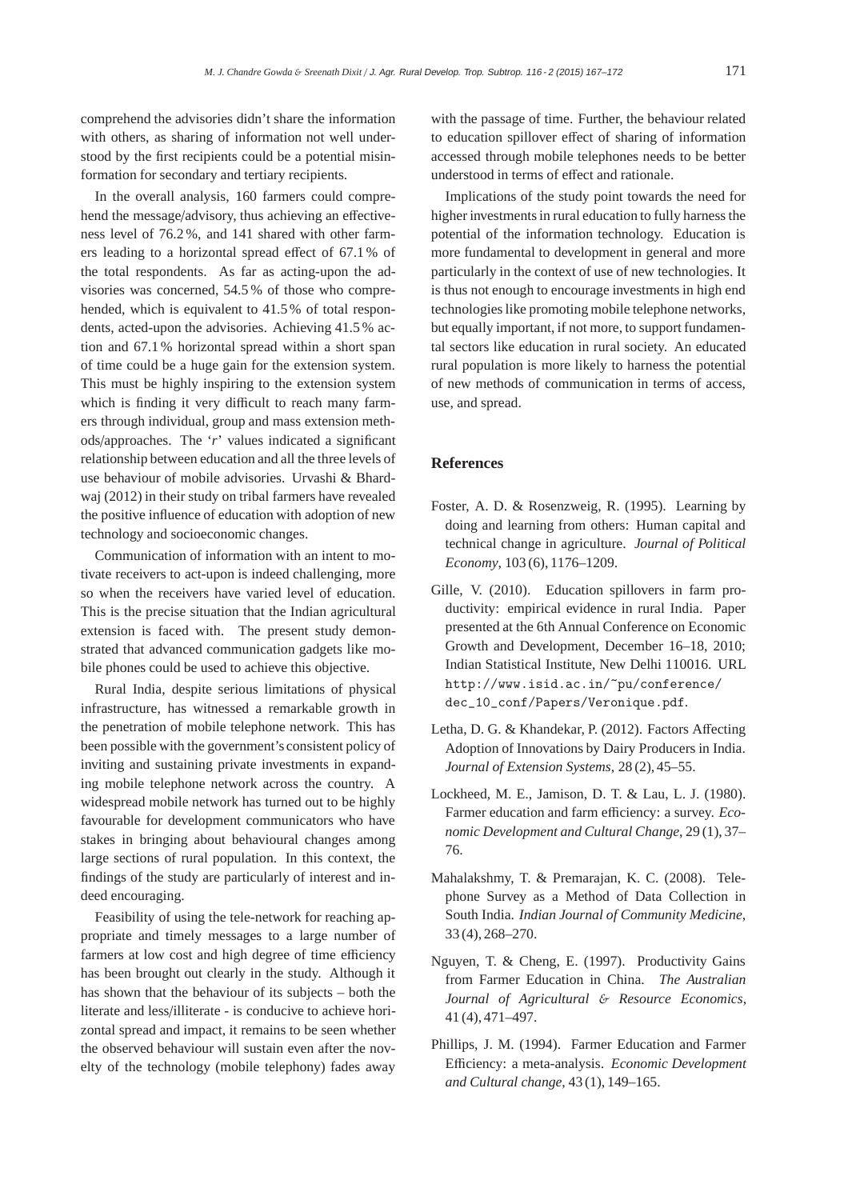comprehend the advisories didn't share the information with others, as sharing of information not well understood by the first recipients could be a potential misinformation for secondary and tertiary recipients.

In the overall analysis, 160 farmers could comprehend the message/advisory, thus achieving an effectiveness level of 76.2 %, and 141 shared with other farmers leading to a horizontal spread effect of 67.1 % of the total respondents. As far as acting-upon the advisories was concerned, 54.5 % of those who comprehended, which is equivalent to 41.5 % of total respondents, acted-upon the advisories. Achieving 41.5 % action and 67.1 % horizontal spread within a short span of time could be a huge gain for the extension system. This must be highly inspiring to the extension system which is finding it very difficult to reach many farmers through individual, group and mass extension methods/approaches. The '*r*' values indicated a significant relationship between education and all the three levels of use behaviour of mobile advisories. Urvashi & Bhardwaj (2012) in their study on tribal farmers have revealed the positive influence of education with adoption of new technology and socioeconomic changes.

Communication of information with an intent to motivate receivers to act-upon is indeed challenging, more so when the receivers have varied level of education. This is the precise situation that the Indian agricultural extension is faced with. The present study demonstrated that advanced communication gadgets like mobile phones could be used to achieve this objective.

Rural India, despite serious limitations of physical infrastructure, has witnessed a remarkable growth in the penetration of mobile telephone network. This has been possible with the government's consistent policy of inviting and sustaining private investments in expanding mobile telephone network across the country. A widespread mobile network has turned out to be highly favourable for development communicators who have stakes in bringing about behavioural changes among large sections of rural population. In this context, the findings of the study are particularly of interest and indeed encouraging.

Feasibility of using the tele-network for reaching appropriate and timely messages to a large number of farmers at low cost and high degree of time efficiency has been brought out clearly in the study. Although it has shown that the behaviour of its subjects – both the literate and less/illiterate - is conducive to achieve horizontal spread and impact, it remains to be seen whether the observed behaviour will sustain even after the novelty of the technology (mobile telephony) fades away with the passage of time. Further, the behaviour related to education spillover effect of sharing of information accessed through mobile telephones needs to be better understood in terms of effect and rationale.

Implications of the study point towards the need for higher investments in rural education to fully harness the potential of the information technology. Education is more fundamental to development in general and more particularly in the context of use of new technologies. It is thus not enough to encourage investments in high end technologies like promoting mobile telephone networks, but equally important, if not more, to support fundamental sectors like education in rural society. An educated rural population is more likely to harness the potential of new methods of communication in terms of access, use, and spread.

## References

Foster, A. D. & Rosenzweig, R. (1995). Learning by doing and learning from others: Human capital and technical change in agriculture. *Journal of Political Economy*, 103 (6), 1176–1209.

Gille, V. (2010). Education spillovers in farm productivity: empirical evidence in rural India. Paper presented at the 6th Annual Conference on Economic Growth and Development, December 16–18, 2010; Indian Statistical Institute, New Delhi 110016. URL http://www.isid.ac.in/~pu/conference/dec_10_conf/Papers/Veronique.pdf.

Letha, D. G. & Khandekar, P. (2012). Factors Affecting Adoption of Innovations by Dairy Producers in India. *Journal of Extension Systems*, 28 (2), 45–55.

Lockheed, M. E., Jamison, D. T. & Lau, L. J. (1980). Farmer education and farm efficiency: a survey. *Economic Development and Cultural Change*, 29 (1), 37–76.

Mahalakshmy, T. & Premarajan, K. C. (2008). Telephone Survey as a Method of Data Collection in South India. *Indian Journal of Community Medicine*, 33 (4), 268–270.

Nguyen, T. & Cheng, E. (1997). Productivity Gains from Farmer Education in China. *The Australian Journal of Agricultural & Resource Economics*, 41 (4), 471–497.

Phillips, J. M. (1994). Farmer Education and Farmer Efficiency: a meta-analysis. *Economic Development and Cultural change*, 43 (1), 149–165.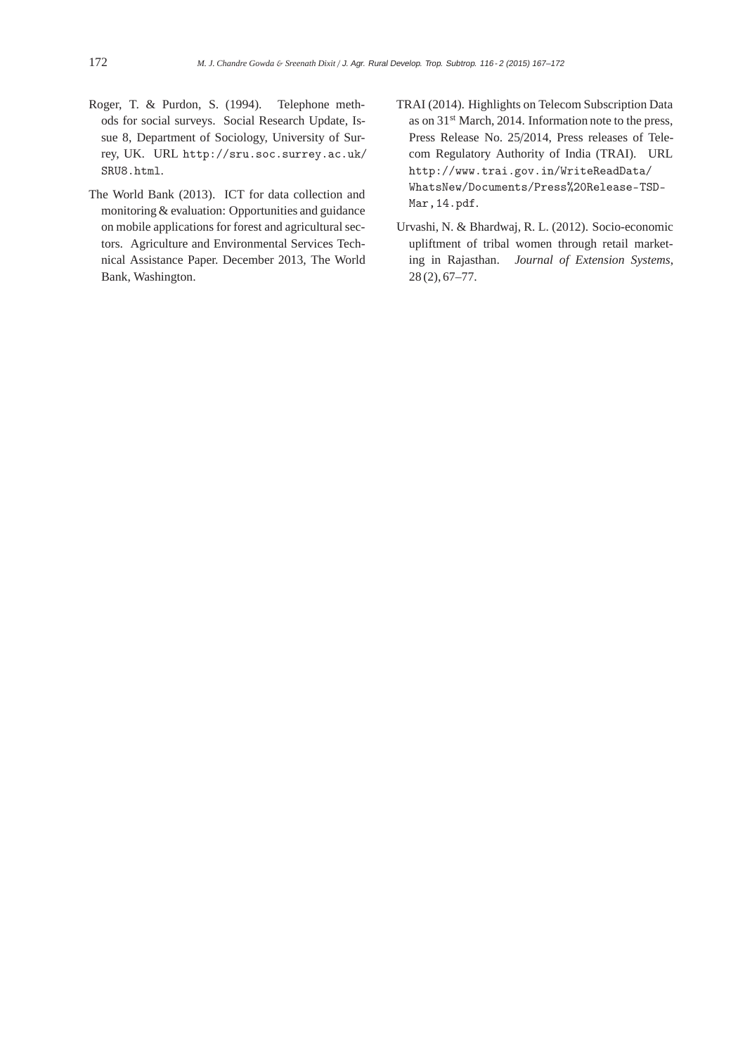Roger, T. & Purdon, S. (1994). Telephone methods for social surveys. Social Research Update, Issue 8, Department of Sociology, University of Surrey, UK. URL http://sru.soc.surrey.ac.uk/SRU8.html.

The World Bank (2013). ICT for data collection and monitoring & evaluation: Opportunities and guidance on mobile applications for forest and agricultural sectors. Agriculture and Environmental Services Technical Assistance Paper. December 2013, The World Bank, Washington.

TRAI (2014). Highlights on Telecom Subscription Data as on 31st March, 2014. Information note to the press, Press Release No. 25/2014, Press releases of Telecom Regulatory Authority of India (TRAI). URL http://www.trai.gov.in/WriteReadData/WhatsNew/Documents/Press%20Release-TSD-Mar,14.pdf.

Urvashi, N. & Bhardwaj, R. L. (2012). Socio-economic upliftment of tribal women through retail marketing in Rajasthan. *Journal of Extension Systems*, 28 (2), 67–77.